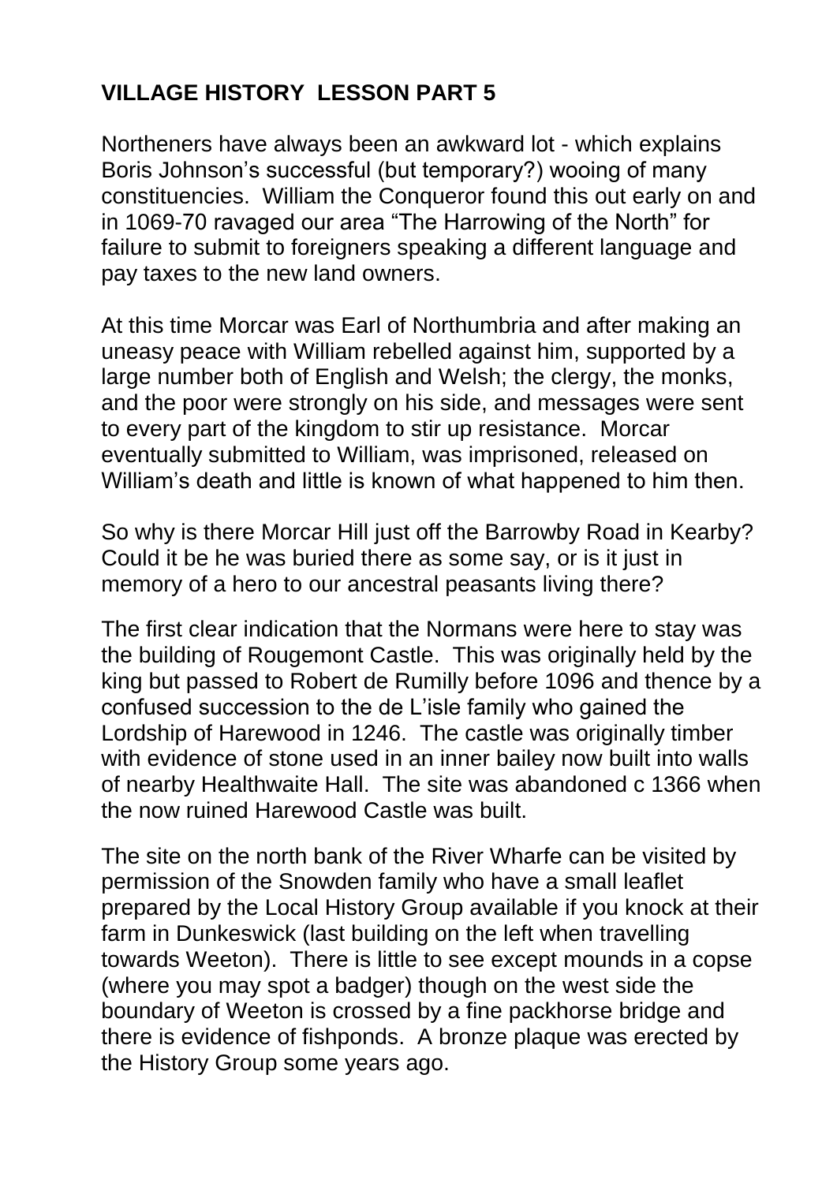# VILLAGE HISTORY LESSON PART 5

Northeners have always been an awkward lot - which explains Boris Johnson's successful (but temporary?) wooing of many constituencies. William the Conqueror found this out early on and in 1069-70 ravaged our area "The Harrowing of the North" for failure to submit to foreigners speaking a different language and pay taxes to the new land owners.

At this time Morcar was Earl of Northumbria and after making an uneasy peace with William rebelled against him, supported by a large number both of English and Welsh; the clergy, the monks, and the poor were strongly on his side, and messages were sent to every part of the kingdom to stir up resistance. Morcar eventually submitted to William, was imprisoned, released on William's death and little is known of what happened to him then.

So why is there Morcar Hill just off the Barrowby Road in Kearby? Could it be he was buried there as some say, or is it just in memory of a hero to our ancestral peasants living there?

The first clear indication that the Normans were here to stay was the building of Rougemont Castle. This was originally held by the king but passed to Robert de Rumilly before 1096 and thence by a confused succession to the de L'isle family who gained the Lordship of Harewood in 1246. The castle was originally timber with evidence of stone used in an inner bailey now built into walls of nearby Healthwaite Hall. The site was abandoned c 1366 when the now ruined Harewood Castle was built.

The site on the north bank of the River Wharfe can be visited by permission of the Snowden family who have a small leaflet prepared by the Local History Group available if you knock at their farm in Dunkeswick (last building on the left when travelling towards Weeton). There is little to see except mounds in a copse (where you may spot a badger) though on the west side the boundary of Weeton is crossed by a fine packhorse bridge and there is evidence of fishponds. A bronze plaque was erected by the History Group some years ago.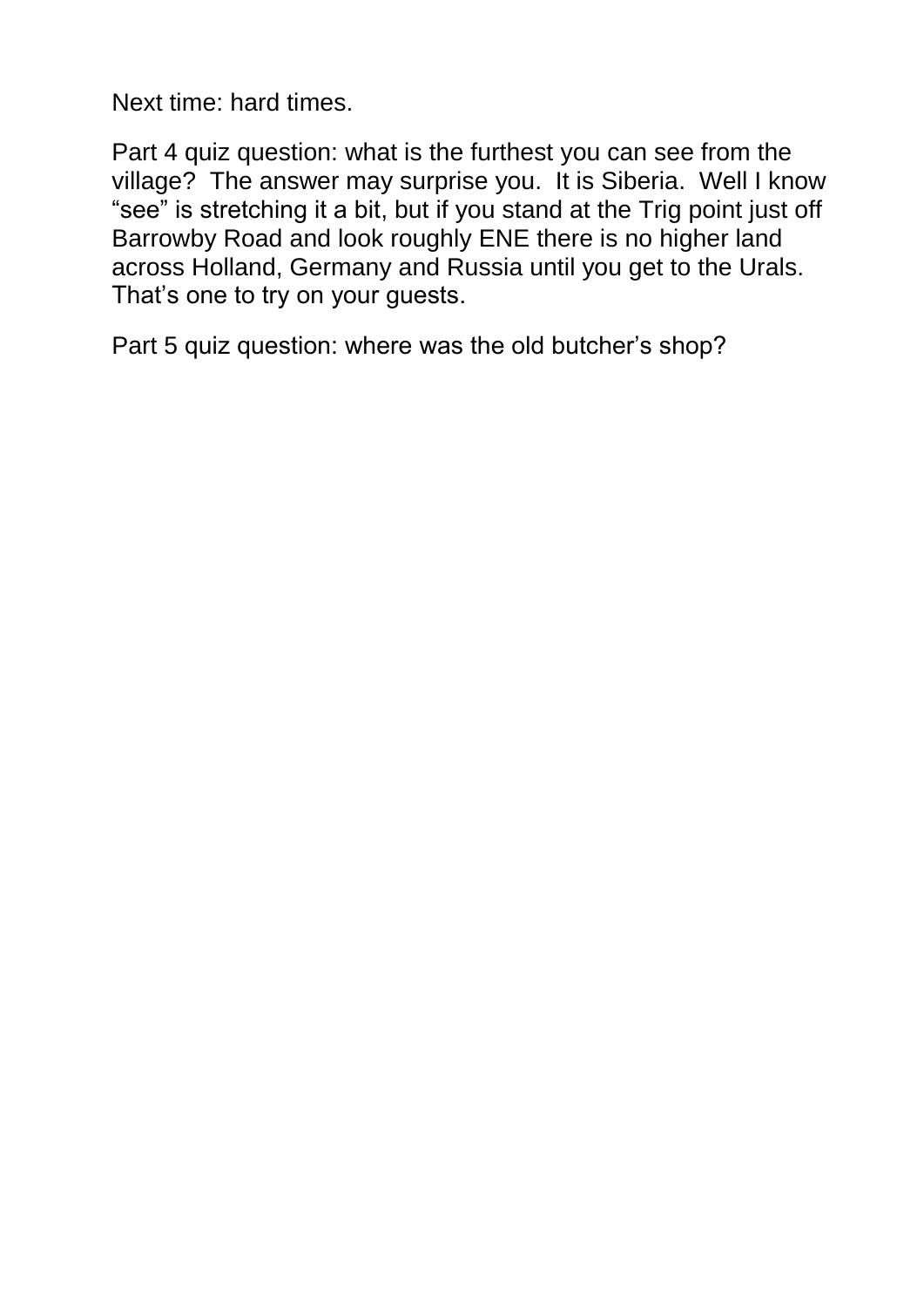Next time: hard times.

Part 4 quiz question: what is the furthest you can see from the village? The answer may surprise you. It is Siberia. Well I know "see" is stretching it a bit, but if you stand at the Trig point just off Barrowby Road and look roughly ENE there is no higher land across Holland, Germany and Russia until you get to the Urals. That's one to try on your guests.

Part 5 quiz question: where was the old butcher's shop?